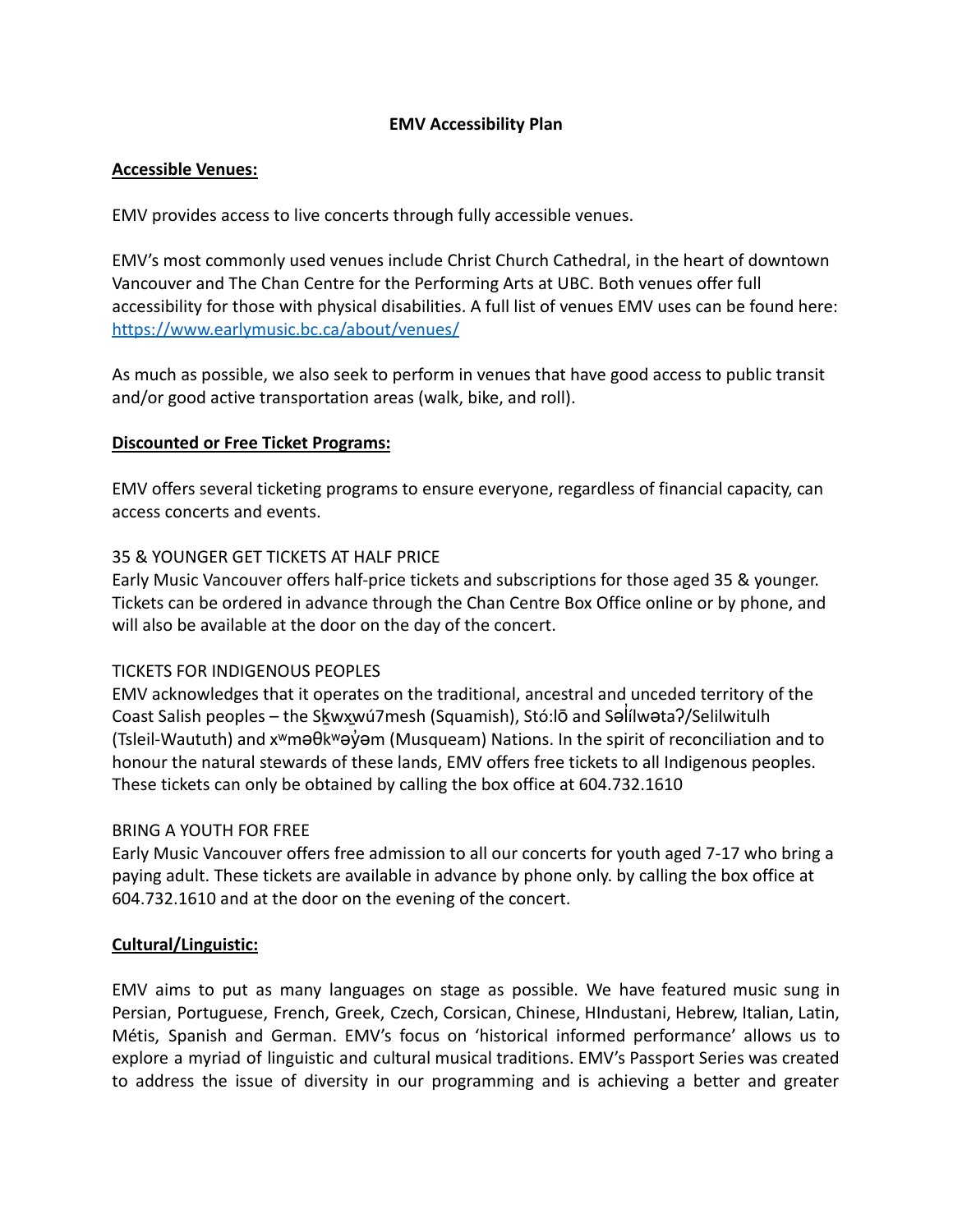**EMV Accessibility Plan**

**Accessible Venues:**

EMV provides access to live concerts through fully accessible venues.

EMV's most commonly used venues include Christ Church Cathedral, in the heart of downtown Vancouver and The Chan Centre for the Performing Arts at UBC. Both venues offer full accessibility for those with physical disabilities. A full list of venues EMV uses can be found here: https://www.earlymusic.bc.ca/about/venues/

As much as possible, we also seek to perform in venues that have good access to public transit and/or good active transportation areas (walk, bike, and roll).

**Discounted or Free Ticket Programs:**

EMV offers several ticketing programs to ensure everyone, regardless of financial capacity, can access concerts and events.

35 & YOUNGER GET TICKETS AT HALF PRICE
Early Music Vancouver offers half-price tickets and subscriptions for those aged 35 & younger. Tickets can be ordered in advance through the Chan Centre Box Office online or by phone, and will also be available at the door on the day of the concert.

TICKETS FOR INDIGENOUS PEOPLES
EMV acknowledges that it operates on the traditional, ancestral and unceded territory of the Coast Salish peoples – the Sḵwx̱wú7mesh (Squamish), Stó:lō and Səl̓ílwətaʔ/Selilwitulh (Tsleil-Waututh) and xʷməθkʷəy̓əm (Musqueam) Nations. In the spirit of reconciliation and to honour the natural stewards of these lands, EMV offers free tickets to all Indigenous peoples. These tickets can only be obtained by calling the box office at 604.732.1610

BRING A YOUTH FOR FREE
Early Music Vancouver offers free admission to all our concerts for youth aged 7-17 who bring a paying adult. These tickets are available in advance by phone only. by calling the box office at 604.732.1610 and at the door on the evening of the concert.

**Cultural/Linguistic:**

EMV aims to put as many languages on stage as possible. We have featured music sung in Persian, Portuguese, French, Greek, Czech, Corsican, Chinese, HIndustani, Hebrew, Italian, Latin, Métis, Spanish and German. EMV's focus on 'historical informed performance' allows us to explore a myriad of linguistic and cultural musical traditions. EMV's Passport Series was created to address the issue of diversity in our programming and is achieving a better and greater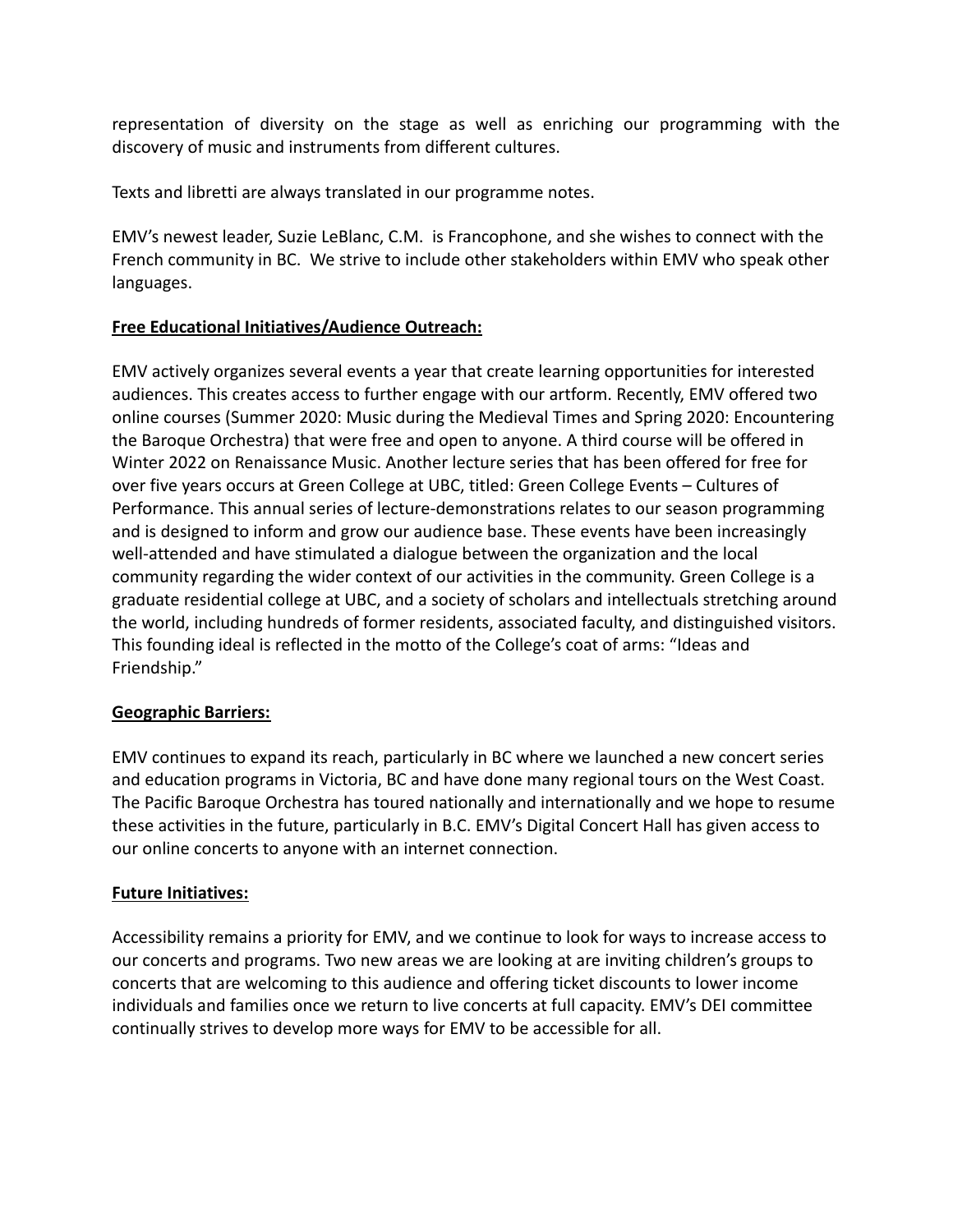representation of diversity on the stage as well as enriching our programming with the discovery of music and instruments from different cultures.

Texts and libretti are always translated in our programme notes.

EMV's newest leader, Suzie LeBlanc, C.M. is Francophone, and she wishes to connect with the French community in BC. We strive to include other stakeholders within EMV who speak other languages.

**Free Educational Initiatives/Audience Outreach:**

EMV actively organizes several events a year that create learning opportunities for interested audiences. This creates access to further engage with our artform. Recently, EMV offered two online courses (Summer 2020: Music during the Medieval Times and Spring 2020: Encountering the Baroque Orchestra) that were free and open to anyone. A third course will be offered in Winter 2022 on Renaissance Music. Another lecture series that has been offered for free for over five years occurs at Green College at UBC, titled: Green College Events – Cultures of Performance. This annual series of lecture-demonstrations relates to our season programming and is designed to inform and grow our audience base. These events have been increasingly well-attended and have stimulated a dialogue between the organization and the local community regarding the wider context of our activities in the community. Green College is a graduate residential college at UBC, and a society of scholars and intellectuals stretching around the world, including hundreds of former residents, associated faculty, and distinguished visitors. This founding ideal is reflected in the motto of the College's coat of arms: "Ideas and Friendship."

**Geographic Barriers:**

EMV continues to expand its reach, particularly in BC where we launched a new concert series and education programs in Victoria, BC and have done many regional tours on the West Coast. The Pacific Baroque Orchestra has toured nationally and internationally and we hope to resume these activities in the future, particularly in B.C. EMV's Digital Concert Hall has given access to our online concerts to anyone with an internet connection.

**Future Initiatives:**

Accessibility remains a priority for EMV, and we continue to look for ways to increase access to our concerts and programs. Two new areas we are looking at are inviting children's groups to concerts that are welcoming to this audience and offering ticket discounts to lower income individuals and families once we return to live concerts at full capacity. EMV's DEI committee continually strives to develop more ways for EMV to be accessible for all.